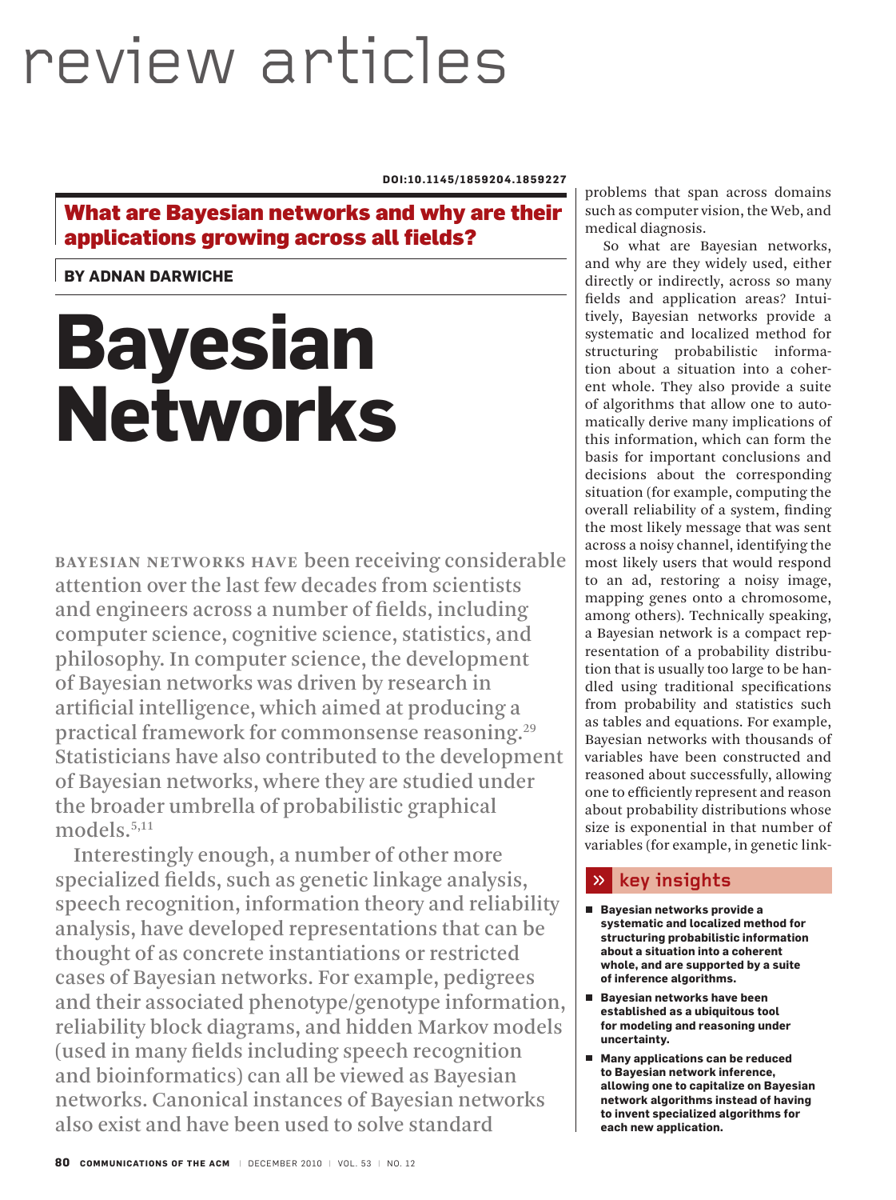review articles

DOI:10.1145/1859204.1859227

**What are Bayesian networks and why are their applications growing across all fields?**

**BY ADNAN DARWICHE**

# Bayesian Networks

**BAYESIAN NETWORKS HAVE** been receiving considerable attention over the last few decades from scientists and engineers across a number of fields, including computer science, cognitive science, statistics, and philosophy. In computer science, the development of Bayesian networks was driven by research in artificial intelligence, which aimed at producing a practical framework for commonsense reasoning.[29] Statisticians have also contributed to the development of Bayesian networks, where they are studied under the broader umbrella of probabilistic graphical models.[5,11]

Interestingly enough, a number of other more specialized fields, such as genetic linkage analysis, speech recognition, information theory and reliability analysis, have developed representations that can be thought of as concrete instantiations or restricted cases of Bayesian networks. For example, pedigrees and their associated phenotype/genotype information, reliability block diagrams, and hidden Markov models (used in many fields including speech recognition and bioinformatics) can all be viewed as Bayesian networks. Canonical instances of Bayesian networks also exist and have been used to solve standard problems that span across domains such as computer vision, the Web, and medical diagnosis.

So what are Bayesian networks, and why are they widely used, either directly or indirectly, across so many fields and application areas? Intuitively, Bayesian networks provide a systematic and localized method for structuring probabilistic information about a situation into a coherent whole. They also provide a suite of algorithms that allow one to automatically derive many implications of this information, which can form the basis for important conclusions and decisions about the corresponding situation (for example, computing the overall reliability of a system, finding the most likely message that was sent across a noisy channel, identifying the most likely users that would respond to an ad, restoring a noisy image, mapping genes onto a chromosome, among others). Technically speaking, a Bayesian network is a compact representation of a probability distribution that is usually too large to be handled using traditional specifications from probability and statistics such as tables and equations. For example, Bayesian networks with thousands of variables have been constructed and reasoned about successfully, allowing one to efficiently represent and reason about probability distributions whose size is exponential in that number of variables (for example, in genetic link-

**» key insights**

- **Bayesian networks provide a systematic and localized method for structuring probabilistic information about a situation into a coherent whole, and are supported by a suite of inference algorithms.**
- **Bayesian networks have been established as a ubiquitous tool for modeling and reasoning under uncertainty.**
- **Many applications can be reduced to Bayesian network inference, allowing one to capitalize on Bayesian network algorithms instead of having to invent specialized algorithms for each new application.**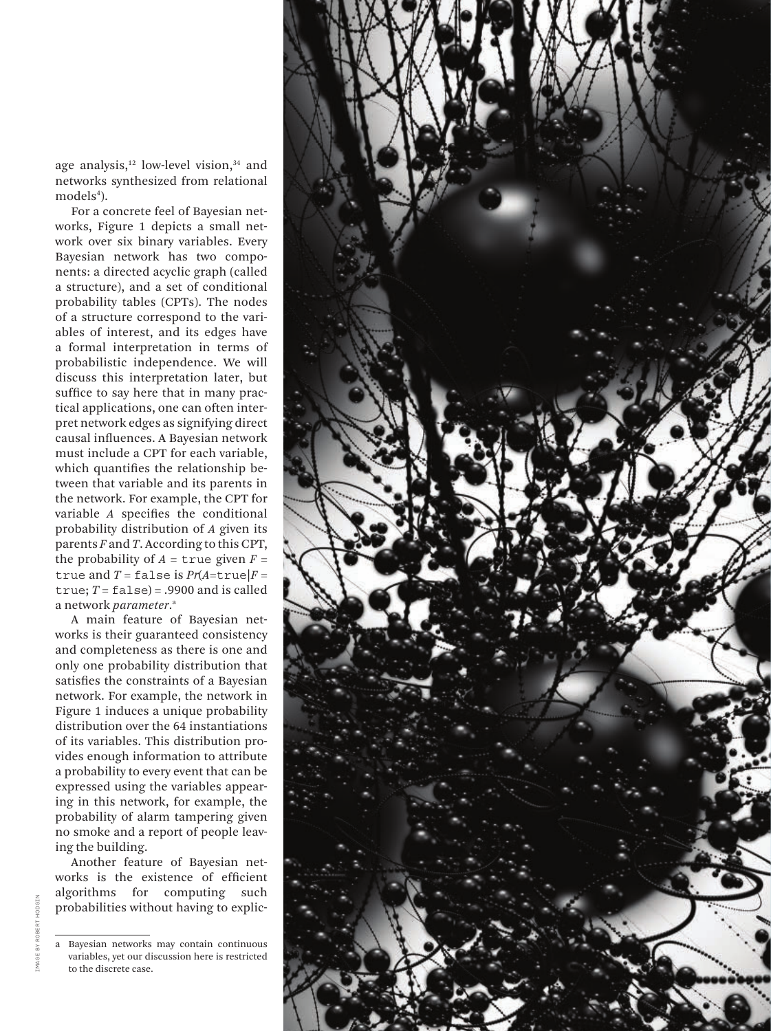age analysis,[12] low-level vision,[34] and networks synthesized from relational models[4]).

For a concrete feel of Bayesian networks, Figure 1 depicts a small network over six binary variables. Every Bayesian network has two components: a directed acyclic graph (called a structure), and a set of conditional probability tables (CPTs). The nodes of a structure correspond to the variables of interest, and its edges have a formal interpretation in terms of probabilistic independence. We will discuss this interpretation later, but suffice to say here that in many practical applications, one can often interpret network edges as signifying direct causal influences. A Bayesian network must include a CPT for each variable, which quantifies the relationship between that variable and its parents in the network. For example, the CPT for variable $A$ specifies the conditional probability distribution of $A$ given its parents $F$ and $T$. According to this CPT, the probability of $A$ = `true` given $F$ = `true` and $T$ = `false` is $Pr(A{=}\texttt{true}|F{=}\texttt{true}; T{=}\texttt{false}) = .9900$ and is called a network *parameter*.[a]

A main feature of Bayesian networks is their guaranteed consistency and completeness as there is one and only one probability distribution that satisfies the constraints of a Bayesian network. For example, the network in Figure 1 induces a unique probability distribution over the 64 instantiations of its variables. This distribution provides enough information to attribute a probability to every event that can be expressed using the variables appearing in this network, for example, the probability of alarm tampering given no smoke and a report of people leaving the building.

Another feature of Bayesian networks is the existence of efficient algorithms for computing such probabilities without having to explic-

---

a Bayesian networks may contain continuous variables, yet our discussion here is restricted to the discrete case.

IMAGE BY ROBERT HODGIN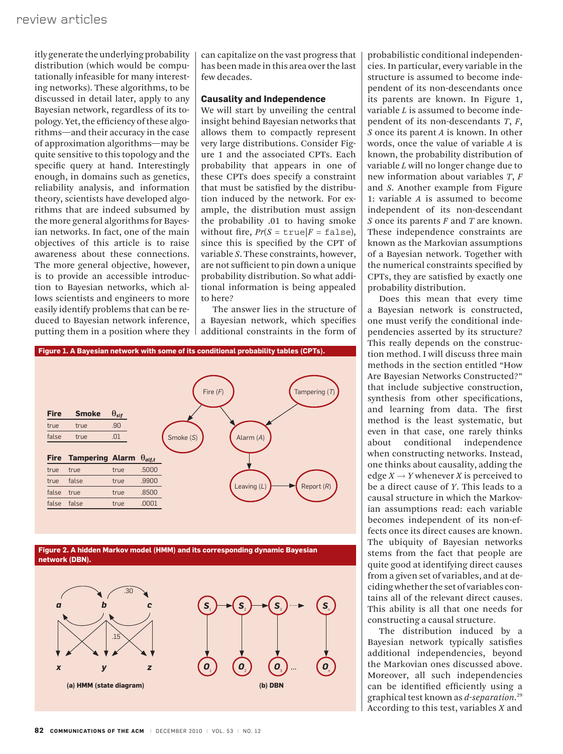itly generate the underlying probability distribution (which would be computationally infeasible for many interesting networks). These algorithms, to be discussed in detail later, apply to any Bayesian network, regardless of its topology. Yet, the efficiency of these algorithms—and their accuracy in the case of approximation algorithms—may be quite sensitive to this topology and the specific query at hand. Interestingly enough, in domains such as genetics, reliability analysis, and information theory, scientists have developed algorithms that are indeed subsumed by the more general algorithms for Bayesian networks. In fact, one of the main objectives of this article is to raise awareness about these connections. The more general objective, however, is to provide an accessible introduction to Bayesian networks, which allows scientists and engineers to more easily identify problems that can be reduced to Bayesian network inference, putting them in a position where they can capitalize on the vast progress that has been made in this area over the last few decades.

### Causality and Independence

We will start by unveiling the central insight behind Bayesian networks that allows them to compactly represent very large distributions. Consider Figure 1 and the associated CPTs. Each probability that appears in one of these CPTs does specify a constraint that must be satisfied by the distribution induced by the network. For example, the distribution must assign the probability .01 to having smoke without fire, $Pr(S = \texttt{true} | F = \texttt{false})$, since this is specified by the CPT of variable $S$. These constraints, however, are not sufficient to pin down a unique probability distribution. So what additional information is being appealed to here?

The answer lies in the structure of a Bayesian network, which specifies additional constraints in the form of probabilistic conditional independencies. In particular, every variable in the structure is assumed to become independent of its non-descendants once its parents are known. In Figure 1, variable $L$ is assumed to become independent of its non-descendants $T$, $F$, $S$ once its parent $A$ is known. In other words, once the value of variable $A$ is known, the probability distribution of variable $L$ will no longer change due to new information about variables $T$, $F$ and $S$. Another example from Figure 1: variable $A$ is assumed to become independent of its non-descendant $S$ once its parents $F$ and $T$ are known. These independence constraints are known as the Markovian assumptions of a Bayesian network. Together with the numerical constraints specified by CPTs, they are satisfied by exactly one probability distribution.

Does this mean that every time a Bayesian network is constructed, one must verify the conditional independencies asserted by its structure? This really depends on the construction method. I will discuss three main methods in the section entitled "How Are Bayesian Networks Constructed?" that include subjective construction, synthesis from other specifications, and learning from data. The first method is the least systematic, but even in that case, one rarely thinks about conditional independence when constructing networks. Instead, one thinks about causality, adding the edge $X \rightarrow Y$ whenever $X$ is perceived to be a direct cause of $Y$. This leads to a causal structure in which the Markovian assumptions read: each variable becomes independent of its non-effects once its direct causes are known. The ubiquity of Bayesian networks stems from the fact that people are quite good at identifying direct causes from a given set of variables, and at deciding whether the set of variables contains all of the relevant direct causes. This ability is all that one needs for constructing a causal structure.

The distribution induced by a Bayesian network typically satisfies additional independencies, beyond the Markovian ones discussed above. Moreover, all such independencies can be identified efficiently using a graphical test known as *d-separation*.[29] According to this test, variables $X$ and

**Figure 1. A Bayesian network with some of its conditional probability tables (CPTs).**

| Fire | Smoke | $\theta_{s\|f}$ |
|---|---|---|
| true | true | .90 |
| false | true | .01 |

| Fire | Tampering | Alarm | $\theta_{a\|f,t}$ |
|---|---|---|---|
| true | true | true | .5000 |
| true | false | true | .9900 |
| false | true | true | .8500 |
| false | false | true | .0001 |

Fire (F)
Tampering (T)
Smoke (S)
Alarm (A)
Leaving (L)
Report (R)

**Figure 2. A hidden Markov model (HMM) and its corresponding dynamic Bayesian network (DBN).**

a b c
.30
.15
x y z

**(a) HMM (state diagram)**

$S_1$ $S_2$ $S_3$ ... $S_n$
$O_1$ $O_2$ $O_3$ ... $O_n$

**(b) DBN**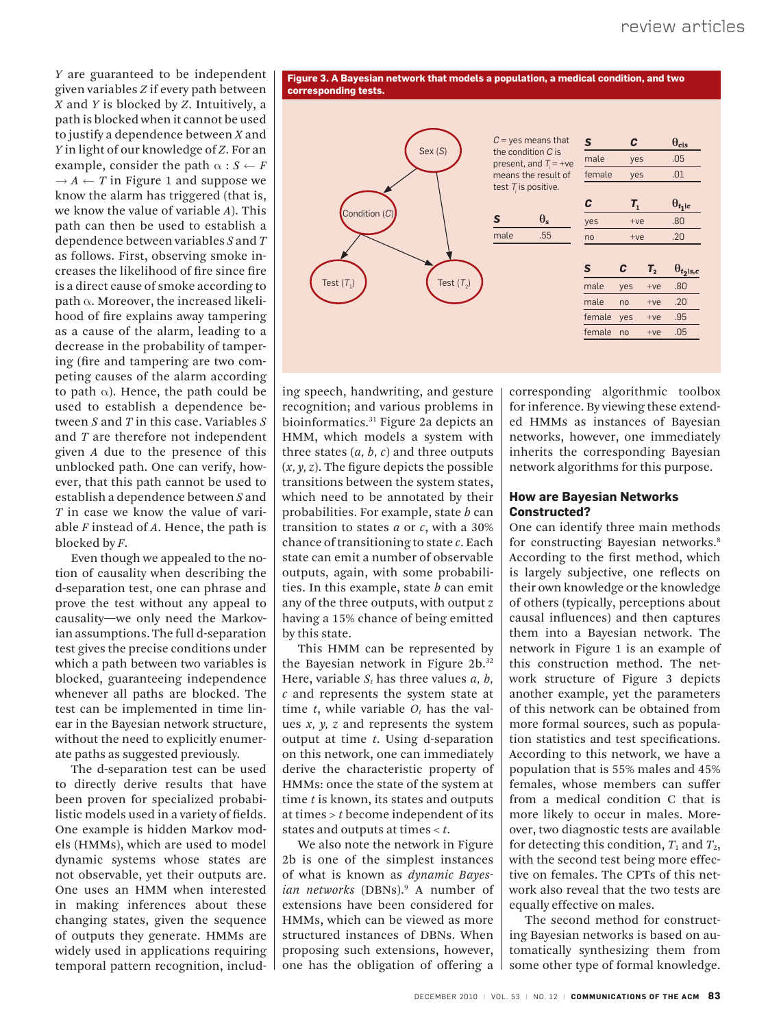$Y$ are guaranteed to be independent given variables $Z$ if every path between $X$ and $Y$ is blocked by $Z$. Intuitively, a path is blocked when it cannot be used to justify a dependence between $X$ and $Y$ in light of our knowledge of $Z$. For an example, consider the path $\alpha : S \leftarrow F \rightarrow A \leftarrow T$ in Figure 1 and suppose we know the alarm has triggered (that is, we know the value of variable $A$). This path can then be used to establish a dependence between variables $S$ and $T$ as follows. First, observing smoke increases the likelihood of fire since fire is a direct cause of smoke according to path $\alpha$. Moreover, the increased likelihood of fire explains away tampering as a cause of the alarm, leading to a decrease in the probability of tampering (fire and tampering are two competing causes of the alarm according to path $\alpha$). Hence, the path could be used to establish a dependence between $S$ and $T$ in this case. Variables $S$ and $T$ are therefore not independent given $A$ due to the presence of this unblocked path. One can verify, however, that this path cannot be used to establish a dependence between $S$ and $T$ in case we know the value of variable $F$ instead of $A$. Hence, the path is blocked by $F$.

Even though we appealed to the notion of causality when describing the d-separation test, one can phrase and prove the test without any appeal to causality—we only need the Markovian assumptions. The full d-separation test gives the precise conditions under which a path between two variables is blocked, guaranteeing independence whenever all paths are blocked. The test can be implemented in time linear in the Bayesian network structure, without the need to explicitly enumerate paths as suggested previously.

The d-separation test can be used to directly derive results that have been proven for specialized probabilistic models used in a variety of fields. One example is hidden Markov models (HMMs), which are used to model dynamic systems whose states are not observable, yet their outputs are. One uses an HMM when interested in making inferences about these changing states, given the sequence of outputs they generate. HMMs are widely used in applications requiring temporal pattern recognition, including speech, handwriting, and gesture recognition; and various problems in bioinformatics.[31] Figure 2a depicts an HMM, which models a system with three states ($a, b, c$) and three outputs ($x, y, z$). The figure depicts the possible transitions between the system states, which need to be annotated by their probabilities. For example, state $b$ can transition to states $a$ or $c$, with a 30% chance of transitioning to state $c$. Each state can emit a number of observable outputs, again, with some probabilities. In this example, state $b$ can emit any of the three outputs, with output $z$ having a 15% chance of being emitted by this state.

This HMM can be represented by the Bayesian network in Figure 2b.[32] Here, variable $S_t$ has three values $a, b, c$ and represents the system state at time $t$, while variable $O_t$ has the values $x, y, z$ and represents the system output at time $t$. Using d-separation on this network, one can immediately derive the characteristic property of HMMs: once the state of the system at time $t$ is known, its states and outputs at times $> t$ become independent of its states and outputs at times $< t$.

We also note the network in Figure 2b is one of the simplest instances of what is known as *dynamic Bayesian networks* (DBNs).[9] A number of extensions have been considered for HMMs, which can be viewed as more structured instances of DBNs. When proposing such extensions, however, one has the obligation of offering a corresponding algorithmic toolbox for inference. By viewing these extended HMMs as instances of Bayesian networks, however, one immediately inherits the corresponding Bayesian network algorithms for this purpose.

**Figure 3. A Bayesian network that models a population, a medical condition, and two corresponding tests.**

Sex ($S$)

Condition ($C$)

Test ($T_1$)

Test ($T_2$)

$C$ = yes means that the condition $C$ is present, and $T_i$ = +ve means the result of test $T_i$ is positive.

| $S$ | $\theta_s$ |
|---|---|
| male | .55 |

| $S$ | $C$ | $\theta_{c\vert s}$ |
|---|---|---|
| male | yes | .05 |
| female | yes | .01 |

| $C$ | $T_1$ | $\theta_{t_1\vert c}$ |
|---|---|---|
| yes | +ve | .80 |
| no | +ve | .20 |

| $S$ | $C$ | $T_2$ | $\theta_{t_2\vert s,c}$ |
|---|---|---|---|
| male | yes | +ve | .80 |
| male | no | +ve | .20 |
| female | yes | +ve | .95 |
| female | no | +ve | .05 |

### How are Bayesian Networks Constructed?

One can identify three main methods for constructing Bayesian networks.[8] According to the first method, which is largely subjective, one reflects on their own knowledge or the knowledge of others (typically, perceptions about causal influences) and then captures them into a Bayesian network. The network in Figure 1 is an example of this construction method. The network structure of Figure 3 depicts another example, yet the parameters of this network can be obtained from more formal sources, such as population statistics and test specifications. According to this network, we have a population that is 55% males and 45% females, whose members can suffer from a medical condition C that is more likely to occur in males. Moreover, two diagnostic tests are available for detecting this condition, $T_1$ and $T_2$, with the second test being more effective on females. The CPTs of this network also reveal that the two tests are equally effective on males.

The second method for constructing Bayesian networks is based on automatically synthesizing them from some other type of formal knowledge.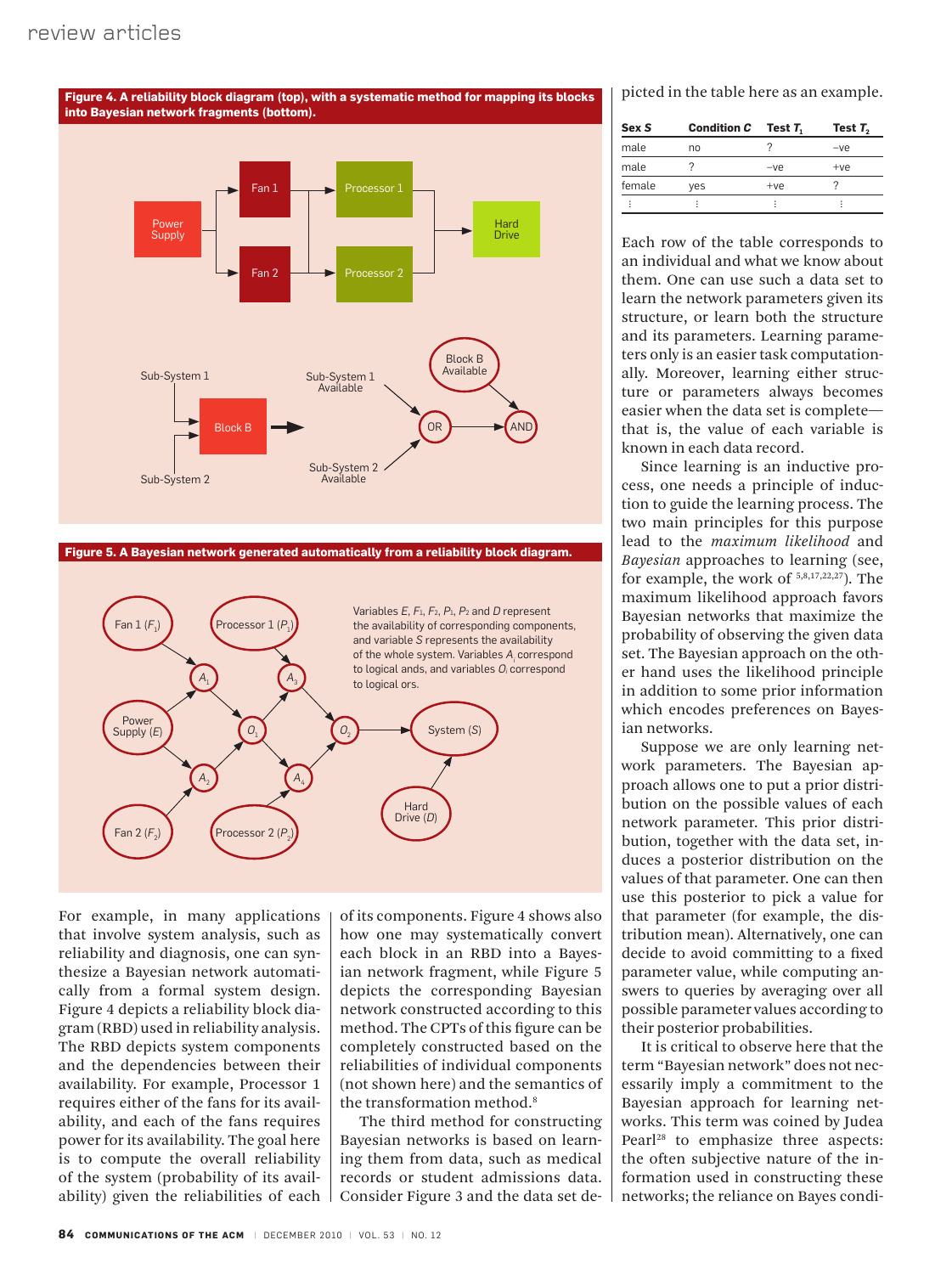**Figure 4. A reliability block diagram (top), with a systematic method for mapping its blocks into Bayesian network fragments (bottom).**

**Figure 5. A Bayesian network generated automatically from a reliability block diagram.**

Variables $E$, $F_1$, $F_2$, $P_1$, $P_2$ and $D$ represent the availability of corresponding components, and variable $S$ represents the availability of the whole system. Variables $A_i$ correspond to logical ands, and variables $O_i$ correspond to logical ors.

For example, in many applications that involve system analysis, such as reliability and diagnosis, one can synthesize a Bayesian network automatically from a formal system design. Figure 4 depicts a reliability block diagram (RBD) used in reliability analysis. The RBD depicts system components and the dependencies between their availability. For example, Processor 1 requires either of the fans for its availability, and each of the fans requires power for its availability. The goal here is to compute the overall reliability of the system (probability of its availability) given the reliabilities of each of its components. Figure 4 shows also how one may systematically convert each block in an RBD into a Bayesian network fragment, while Figure 5 depicts the corresponding Bayesian network constructed according to this method. The CPTs of this figure can be completely constructed based on the reliabilities of individual components (not shown here) and the semantics of the transformation method.[8]

The third method for constructing Bayesian networks is based on learning them from data, such as medical records or student admissions data. Consider Figure 3 and the data set depicted in the table here as an example.

| Sex $S$ | Condition $C$ | Test $T_1$ | Test $T_2$ |
|---|---|---|---|
| male | no | ? | –ve |
| male | ? | –ve | +ve |
| female | yes | +ve | ? |
| ⋮ | ⋮ | ⋮ | ⋮ |

Each row of the table corresponds to an individual and what we know about them. One can use such a data set to learn the network parameters given its structure, or learn both the structure and its parameters. Learning parameters only is an easier task computationally. Moreover, learning either structure or parameters always becomes easier when the data set is complete—that is, the value of each variable is known in each data record.

Since learning is an inductive process, one needs a principle of induction to guide the learning process. The two main principles for this purpose lead to the *maximum likelihood* and *Bayesian* approaches to learning (see, for example, the work of [5,8,17,22,27]). The maximum likelihood approach favors Bayesian networks that maximize the probability of observing the given data set. The Bayesian approach on the other hand uses the likelihood principle in addition to some prior information which encodes preferences on Bayesian networks.

Suppose we are only learning network parameters. The Bayesian approach allows one to put a prior distribution on the possible values of each network parameter. This prior distribution, together with the data set, induces a posterior distribution on the values of that parameter. One can then use this posterior to pick a value for that parameter (for example, the distribution mean). Alternatively, one can decide to avoid committing to a fixed parameter value, while computing answers to queries by averaging over all possible parameter values according to their posterior probabilities.

It is critical to observe here that the term "Bayesian network" does not necessarily imply a commitment to the Bayesian approach for learning networks. This term was coined by Judea Pearl[28] to emphasize three aspects: the often subjective nature of the information used in constructing these networks; the reliance on Bayes condi-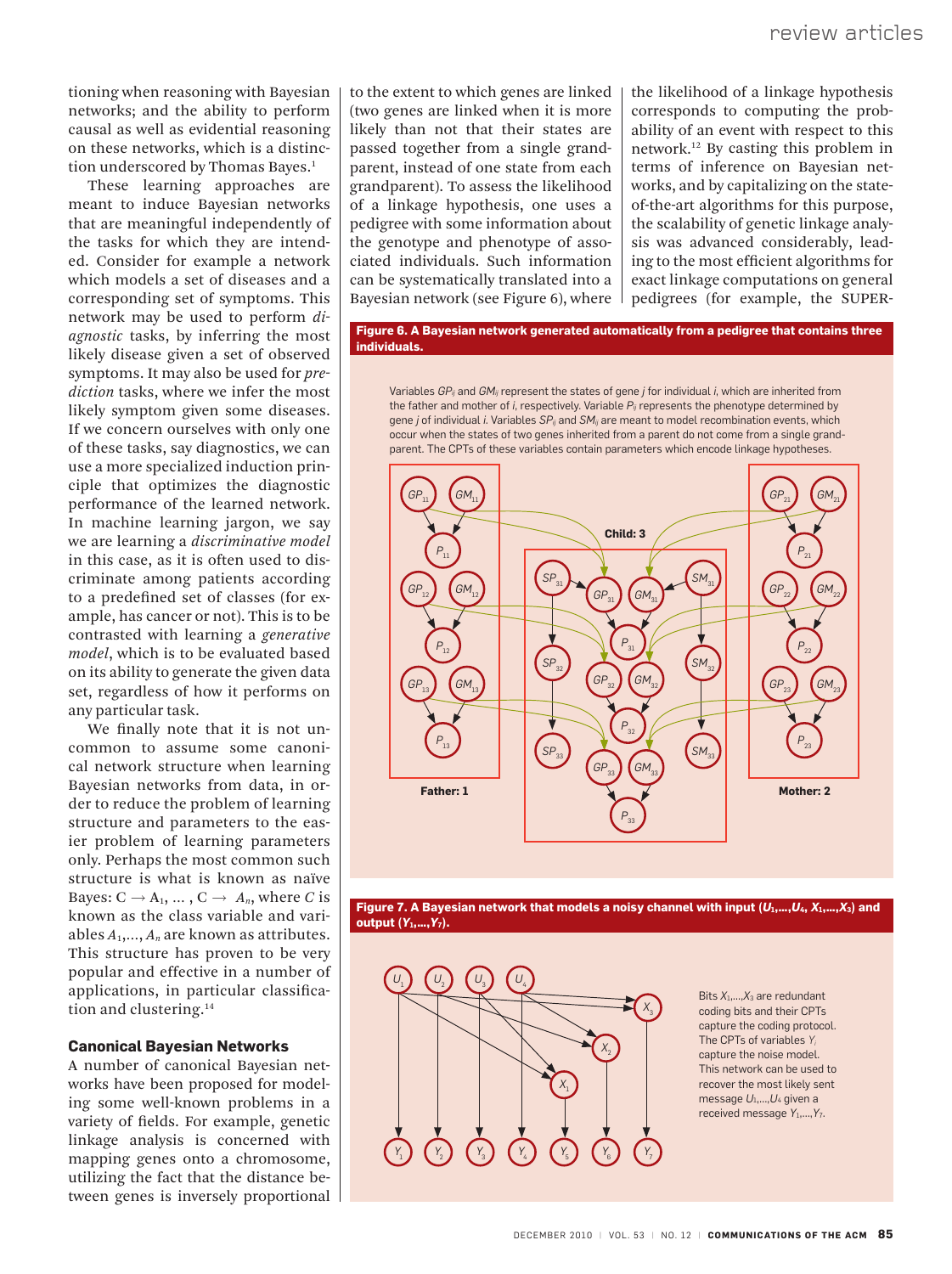tioning when reasoning with Bayesian networks; and the ability to perform causal as well as evidential reasoning on these networks, which is a distinction underscored by Thomas Bayes.[1]

These learning approaches are meant to induce Bayesian networks that are meaningful independently of the tasks for which they are intended. Consider for example a network which models a set of diseases and a corresponding set of symptoms. This network may be used to perform *diagnostic* tasks, by inferring the most likely disease given a set of observed symptoms. It may also be used for *prediction* tasks, where we infer the most likely symptom given some diseases. If we concern ourselves with only one of these tasks, say diagnostics, we can use a more specialized induction principle that optimizes the diagnostic performance of the learned network. In machine learning jargon, we say we are learning a *discriminative model* in this case, as it is often used to discriminate among patients according to a predefined set of classes (for example, has cancer or not). This is to be contrasted with learning a *generative model*, which is to be evaluated based on its ability to generate the given data set, regardless of how it performs on any particular task.

We finally note that it is not uncommon to assume some canonical network structure when learning Bayesian networks from data, in order to reduce the problem of learning structure and parameters to the easier problem of learning parameters only. Perhaps the most common such structure is what is known as naïve Bayes: $C \rightarrow A_1, \ldots, C \rightarrow A_n$, where $C$ is known as the class variable and variables $A_1, \ldots, A_n$ are known as attributes. This structure has proven to be very popular and effective in a number of applications, in particular classification and clustering.[14]

### Canonical Bayesian Networks

A number of canonical Bayesian networks have been proposed for modeling some well-known problems in a variety of fields. For example, genetic linkage analysis is concerned with mapping genes onto a chromosome, utilizing the fact that the distance between genes is inversely proportional to the extent to which genes are linked (two genes are linked when it is more likely than not that their states are passed together from a single grandparent, instead of one state from each grandparent). To assess the likelihood of a linkage hypothesis, one uses a pedigree with some information about the genotype and phenotype of associated individuals. Such information can be systematically translated into a Bayesian network (see Figure 6), where the likelihood of a linkage hypothesis corresponds to computing the probability of an event with respect to this network.[12] By casting this problem in terms of inference on Bayesian networks, and by capitalizing on the state-of-the-art algorithms for this purpose, the scalability of genetic linkage analysis was advanced considerably, leading to the most efficient algorithms for exact linkage computations on general pedigrees (for example, the SUPER-

**Figure 6. A Bayesian network generated automatically from a pedigree that contains three individuals.**

Variables $GP_{ij}$ and $GM_{ij}$ represent the states of gene $j$ for individual $i$, which are inherited from the father and mother of $i$, respectively. Variable $P_{ij}$ represents the phenotype determined by gene $j$ of individual $i$. Variables $SP_{ij}$ and $SM_{ij}$ are meant to model recombination events, which occur when the states of two genes inherited from a parent do not come from a single grandparent. The CPTs of these variables contain parameters which encode linkage hypotheses.

**Figure 7. A Bayesian network that models a noisy channel with input ($U_1, \ldots, U_4$, $X_1, \ldots, X_3$) and output ($Y_1, \ldots, Y_7$).**

Bits $X_1, \ldots, X_3$ are redundant coding bits and their CPTs capture the coding protocol. The CPTs of variables $Y_i$ capture the noise model. This network can be used to recover the most likely sent message $U_1, \ldots, U_4$ given a received message $Y_1, \ldots, Y_7$.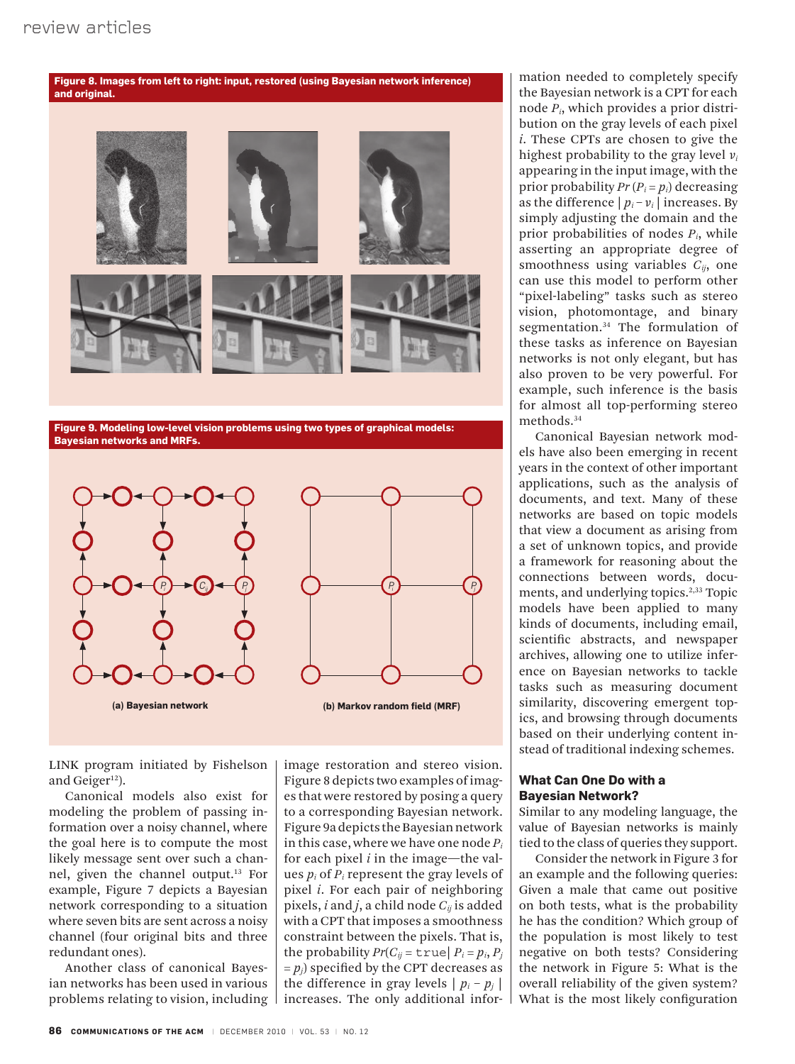**Figure 8. Images from left to right: input, restored (using Bayesian network inference) and original.**

**Figure 9. Modeling low-level vision problems using two types of graphical models: Bayesian networks and MRFs.**

(a) Bayesian network

(b) Markov random field (MRF)

LINK program initiated by Fishelson and Geiger[12]).

Canonical models also exist for modeling the problem of passing information over a noisy channel, where the goal here is to compute the most likely message sent over such a channel, given the channel output.[13] For example, Figure 7 depicts a Bayesian network corresponding to a situation where seven bits are sent across a noisy channel (four original bits and three redundant ones).

Another class of canonical Bayesian networks has been used in various problems relating to vision, including image restoration and stereo vision. Figure 8 depicts two examples of images that were restored by posing a query to a corresponding Bayesian network. Figure 9a depicts the Bayesian network in this case, where we have one node $P_i$ for each pixel $i$ in the image—the values $p_i$ of $P_i$ represent the gray levels of pixel $i$. For each pair of neighboring pixels, $i$ and $j$, a child node $C_{ij}$ is added with a CPT that imposes a smoothness constraint between the pixels. That is, the probability $Pr(C_{ij} = \texttt{true} \mid P_i = p_i, P_j = p_j)$ specified by the CPT decreases as the difference in gray levels $\mid p_i - p_j \mid$ increases. The only additional information needed to completely specify the Bayesian network is a CPT for each node $P_i$, which provides a prior distribution on the gray levels of each pixel $i$. These CPTs are chosen to give the highest probability to the gray level $v_i$ appearing in the input image, with the prior probability $Pr(P_i = p_i)$ decreasing as the difference $\mid p_i - v_i \mid$ increases. By simply adjusting the domain and the prior probabilities of nodes $P_i$, while asserting an appropriate degree of smoothness using variables $C_{ij}$, one can use this model to perform other "pixel-labeling" tasks such as stereo vision, photomontage, and binary segmentation.[34] The formulation of these tasks as inference on Bayesian networks is not only elegant, but has also proven to be very powerful. For example, such inference is the basis for almost all top-performing stereo methods.[34]

Canonical Bayesian network models have also been emerging in recent years in the context of other important applications, such as the analysis of documents, and text. Many of these networks are based on topic models that view a document as arising from a set of unknown topics, and provide a framework for reasoning about the connections between words, documents, and underlying topics.[2,33] Topic models have been applied to many kinds of documents, including email, scientific abstracts, and newspaper archives, allowing one to utilize inference on Bayesian networks to tackle tasks such as measuring document similarity, discovering emergent topics, and browsing through documents based on their underlying content instead of traditional indexing schemes.

### What Can One Do with a Bayesian Network?

Similar to any modeling language, the value of Bayesian networks is mainly tied to the class of queries they support.

Consider the network in Figure 3 for an example and the following queries: Given a male that came out positive on both tests, what is the probability he has the condition? Which group of the population is most likely to test negative on both tests? Considering the network in Figure 5: What is the overall reliability of the given system? What is the most likely configuration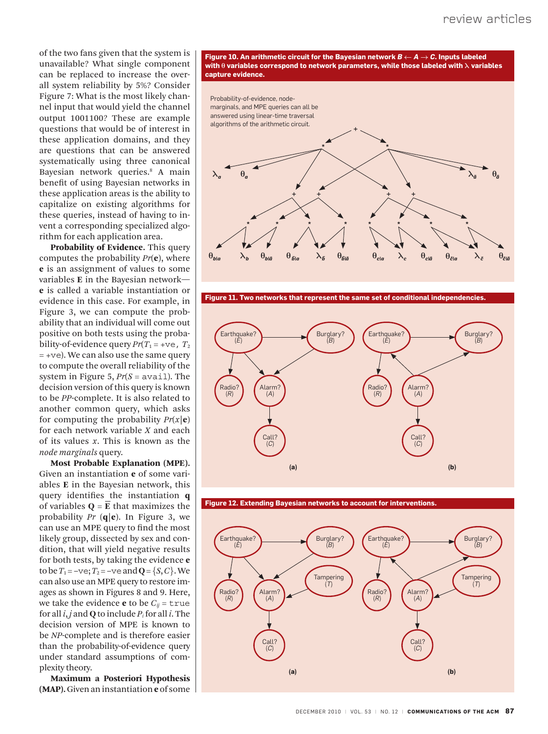of the two fans given that the system is unavailable? What single component can be replaced to increase the overall system reliability by 5%? Consider Figure 7: What is the most likely channel input that would yield the channel output 1001100? These are example questions that would be of interest in these application domains, and they are questions that can be answered systematically using three canonical Bayesian network queries.[8] A main benefit of using Bayesian networks in these application areas is the ability to capitalize on existing algorithms for these queries, instead of having to invent a corresponding specialized algorithm for each application area.

**Probability of Evidence.** This query computes the probability $Pr(\mathbf{e})$, where $\mathbf{e}$ is an assignment of values to some variables $\mathbf{E}$ in the Bayesian network—$\mathbf{e}$ is called a variable instantiation or evidence in this case. For example, in Figure 3, we can compute the probability that an individual will come out positive on both tests using the probability-of-evidence query $Pr(T_1 = +\texttt{ve},\ T_2 = +\texttt{ve})$. We can also use the same query to compute the overall reliability of the system in Figure 5, $Pr(S = \texttt{avail})$. The decision version of this query is known to be *PP*-complete. It is also related to another common query, which asks for computing the probability $Pr(x|\mathbf{e})$ for each network variable $X$ and each of its values $x$. This is known as the *node marginals* query.

**Most Probable Explanation (MPE).** Given an instantiation $\mathbf{e}$ of some variables $\mathbf{E}$ in the Bayesian network, this query identifies the instantiation $\mathbf{q}$ of variables $\mathbf{Q} = \overline{\mathbf{E}}$ that maximizes the probability $Pr\ (\mathbf{q}|\mathbf{e})$. In Figure 3, we can use an MPE query to find the most likely group, dissected by sex and condition, that will yield negative results for both tests, by taking the evidence $\mathbf{e}$ to be $T_1 = -\texttt{ve}; T_2 = -\texttt{ve}$ and $\mathbf{Q} = \{S, C\}$. We can also use an MPE query to restore images as shown in Figures 8 and 9. Here, we take the evidence $\mathbf{e}$ to be $C_{ij} = \texttt{true}$ for all $i, j$ and $\mathbf{Q}$ to include $P_i$ for all $i$. The decision version of MPE is known to be *NP*-complete and is therefore easier than the probability-of-evidence query under standard assumptions of complexity theory.

**Maximum a Posteriori Hypothesis (MAP).** Given an instantiation $\mathbf{e}$ of some

**Figure 10. An arithmetic circuit for the Bayesian network $B \leftarrow A \rightarrow C$. Inputs labeled with $\theta$ variables correspond to network parameters, while those labeled with $\lambda$ variables capture evidence.**

Probability-of-evidence, node-marginals, and MPE queries can all be answered using linear-time traversal algorithms of the arithmetic circuit.

**Figure 11. Two networks that represent the same set of conditional independencies.**

**Figure 12. Extending Bayesian networks to account for interventions.**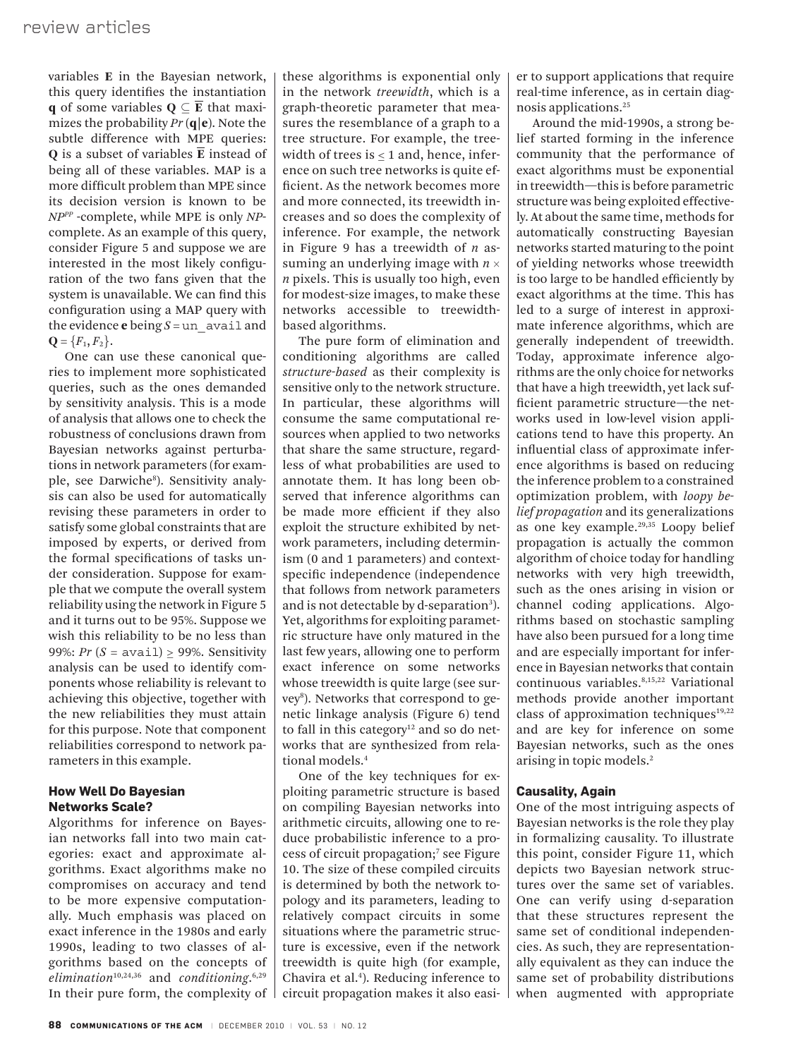variables $\mathbf{E}$ in the Bayesian network, this query identifies the instantiation $\mathbf{q}$ of some variables $\mathbf{Q} \subseteq \overline{\mathbf{E}}$ that maximizes the probability $Pr(\mathbf{q}|\mathbf{e})$. Note the subtle difference with MPE queries: $\mathbf{Q}$ is a subset of variables $\overline{\mathbf{E}}$ instead of being all of these variables. MAP is a more difficult problem than MPE since its decision version is known to be $NP^{PP}$ -complete, while MPE is only *NP*-complete. As an example of this query, consider Figure 5 and suppose we are interested in the most likely configuration of the two fans given that the system is unavailable. We can find this configuration using a MAP query with the evidence $\mathbf{e}$ being $S$ = `un_avail` and $\mathbf{Q} = \{F_1, F_2\}$.

One can use these canonical queries to implement more sophisticated queries, such as the ones demanded by sensitivity analysis. This is a mode of analysis that allows one to check the robustness of conclusions drawn from Bayesian networks against perturbations in network parameters (for example, see Darwiche[8]). Sensitivity analysis can also be used for automatically revising these parameters in order to satisfy some global constraints that are imposed by experts, or derived from the formal specifications of tasks under consideration. Suppose for example that we compute the overall system reliability using the network in Figure 5 and it turns out to be 95%. Suppose we wish this reliability to be no less than 99%: $Pr(S = \texttt{avail}) \geq 99\%$. Sensitivity analysis can be used to identify components whose reliability is relevant to achieving this objective, together with the new reliabilities they must attain for this purpose. Note that component reliabilities correspond to network parameters in this example.

## How Well Do Bayesian Networks Scale?

Algorithms for inference on Bayesian networks fall into two main categories: exact and approximate algorithms. Exact algorithms make no compromises on accuracy and tend to be more expensive computationally. Much emphasis was placed on exact inference in the 1980s and early 1990s, leading to two classes of algorithms based on the concepts of *elimination*[10,24,36] and *conditioning*.[6,29] In their pure form, the complexity of these algorithms is exponential only in the network *treewidth*, which is a graph-theoretic parameter that measures the resemblance of a graph to a tree structure. For example, the treewidth of trees is $\leq 1$ and, hence, inference on such tree networks is quite efficient. As the network becomes more and more connected, its treewidth increases and so does the complexity of inference. For example, the network in Figure 9 has a treewidth of $n$ assuming an underlying image with $n \times n$ pixels. This is usually too high, even for modest-size images, to make these networks accessible to treewidth-based algorithms.

The pure form of elimination and conditioning algorithms are called *structure-based* as their complexity is sensitive only to the network structure. In particular, these algorithms will consume the same computational resources when applied to two networks that share the same structure, regardless of what probabilities are used to annotate them. It has long been observed that inference algorithms can be made more efficient if they also exploit the structure exhibited by network parameters, including determinism (0 and 1 parameters) and context-specific independence (independence that follows from network parameters and is not detectable by d-separation[3]). Yet, algorithms for exploiting parametric structure have only matured in the last few years, allowing one to perform exact inference on some networks whose treewidth is quite large (see survey[8]). Networks that correspond to genetic linkage analysis (Figure 6) tend to fall in this category[12] and so do networks that are synthesized from relational models.[4]

One of the key techniques for exploiting parametric structure is based on compiling Bayesian networks into arithmetic circuits, allowing one to reduce probabilistic inference to a process of circuit propagation;[7] see Figure 10. The size of these compiled circuits is determined by both the network topology and its parameters, leading to relatively compact circuits in some situations where the parametric structure is excessive, even if the network treewidth is quite high (for example, Chavira et al.[4]). Reducing inference to circuit propagation makes it also easier to support applications that require real-time inference, as in certain diagnosis applications.[25]

Around the mid-1990s, a strong belief started forming in the inference community that the performance of exact algorithms must be exponential in treewidth—this is before parametric structure was being exploited effectively. At about the same time, methods for automatically constructing Bayesian networks started maturing to the point of yielding networks whose treewidth is too large to be handled efficiently by exact algorithms at the time. This has led to a surge of interest in approximate inference algorithms, which are generally independent of treewidth. Today, approximate inference algorithms are the only choice for networks that have a high treewidth, yet lack sufficient parametric structure—the networks used in low-level vision applications tend to have this property. An influential class of approximate inference algorithms is based on reducing the inference problem to a constrained optimization problem, with *loopy belief propagation* and its generalizations as one key example.[29,35] Loopy belief propagation is actually the common algorithm of choice today for handling networks with very high treewidth, such as the ones arising in vision or channel coding applications. Algorithms based on stochastic sampling have also been pursued for a long time and are especially important for inference in Bayesian networks that contain continuous variables.[8,15,22] Variational methods provide another important class of approximation techniques[19,22] and are key for inference on some Bayesian networks, such as the ones arising in topic models.[2]

## Causality, Again

One of the most intriguing aspects of Bayesian networks is the role they play in formalizing causality. To illustrate this point, consider Figure 11, which depicts two Bayesian network structures over the same set of variables. One can verify using d-separation that these structures represent the same set of conditional independencies. As such, they are representationally equivalent as they can induce the same set of probability distributions when augmented with appropriate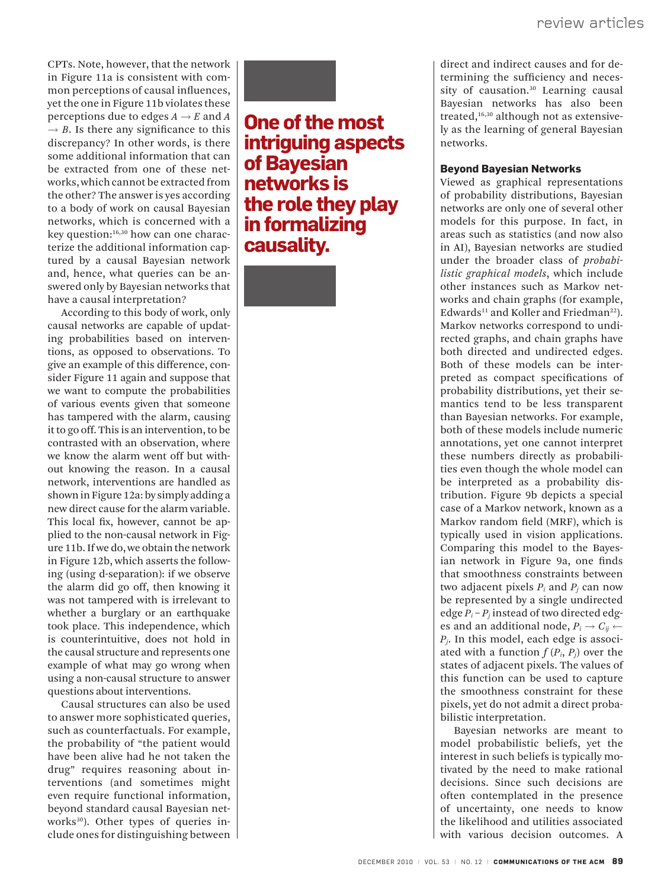CPTs. Note, however, that the network in Figure 11a is consistent with common perceptions of causal influences, yet the one in Figure 11b violates these perceptions due to edges $A \rightarrow E$ and $A \rightarrow B$. Is there any significance to this discrepancy? In other words, is there some additional information that can be extracted from one of these networks, which cannot be extracted from the other? The answer is yes according to a body of work on causal Bayesian networks, which is concerned with a key question:[16,30] how can one characterize the additional information captured by a causal Bayesian network and, hence, what queries can be answered only by Bayesian networks that have a causal interpretation?

According to this body of work, only causal networks are capable of updating probabilities based on interventions, as opposed to observations. To give an example of this difference, consider Figure 11 again and suppose that we want to compute the probabilities of various events given that someone has tampered with the alarm, causing it to go off. This is an intervention, to be contrasted with an observation, where we know the alarm went off but without knowing the reason. In a causal network, interventions are handled as shown in Figure 12a: by simply adding a new direct cause for the alarm variable. This local fix, however, cannot be applied to the non-causal network in Figure 11b. If we do, we obtain the network in Figure 12b, which asserts the following (using d-separation): if we observe the alarm did go off, then knowing it was not tampered with is irrelevant to whether a burglary or an earthquake took place. This independence, which is counterintuitive, does not hold in the causal structure and represents one example of what may go wrong when using a non-causal structure to answer questions about interventions.

Causal structures can also be used to answer more sophisticated queries, such as counterfactuals. For example, the probability of "the patient would have been alive had he not taken the drug" requires reasoning about interventions (and sometimes might even require functional information, beyond standard causal Bayesian networks[30]). Other types of queries include ones for distinguishing between direct and indirect causes and for determining the sufficiency and necessity of causation.[30] Learning causal Bayesian networks has also been treated,[16,30] although not as extensively as the learning of general Bayesian networks.

**One of the most intriguing aspects of Bayesian networks is the role they play in formalizing causality.**

### Beyond Bayesian Networks

Viewed as graphical representations of probability distributions, Bayesian networks are only one of several other models for this purpose. In fact, in areas such as statistics (and now also in AI), Bayesian networks are studied under the broader class of *probabilistic graphical models*, which include other instances such as Markov networks and chain graphs (for example, Edwards[11] and Koller and Friedman[22]). Markov networks correspond to undirected graphs, and chain graphs have both directed and undirected edges. Both of these models can be interpreted as compact specifications of probability distributions, yet their semantics tend to be less transparent than Bayesian networks. For example, both of these models include numeric annotations, yet one cannot interpret these numbers directly as probabilities even though the whole model can be interpreted as a probability distribution. Figure 9b depicts a special case of a Markov network, known as a Markov random field (MRF), which is typically used in vision applications. Comparing this model to the Bayesian network in Figure 9a, one finds that smoothness constraints between two adjacent pixels $P_i$ and $P_j$ can now be represented by a single undirected edge $P_i - P_j$ instead of two directed edges and an additional node, $P_i \rightarrow C_{ij} \leftarrow P_j$. In this model, each edge is associated with a function $f(P_i, P_j)$ over the states of adjacent pixels. The values of this function can be used to capture the smoothness constraint for these pixels, yet do not admit a direct probabilistic interpretation.

Bayesian networks are meant to model probabilistic beliefs, yet the interest in such beliefs is typically motivated by the need to make rational decisions. Since such decisions are often contemplated in the presence of uncertainty, one needs to know the likelihood and utilities associated with various decision outcomes. A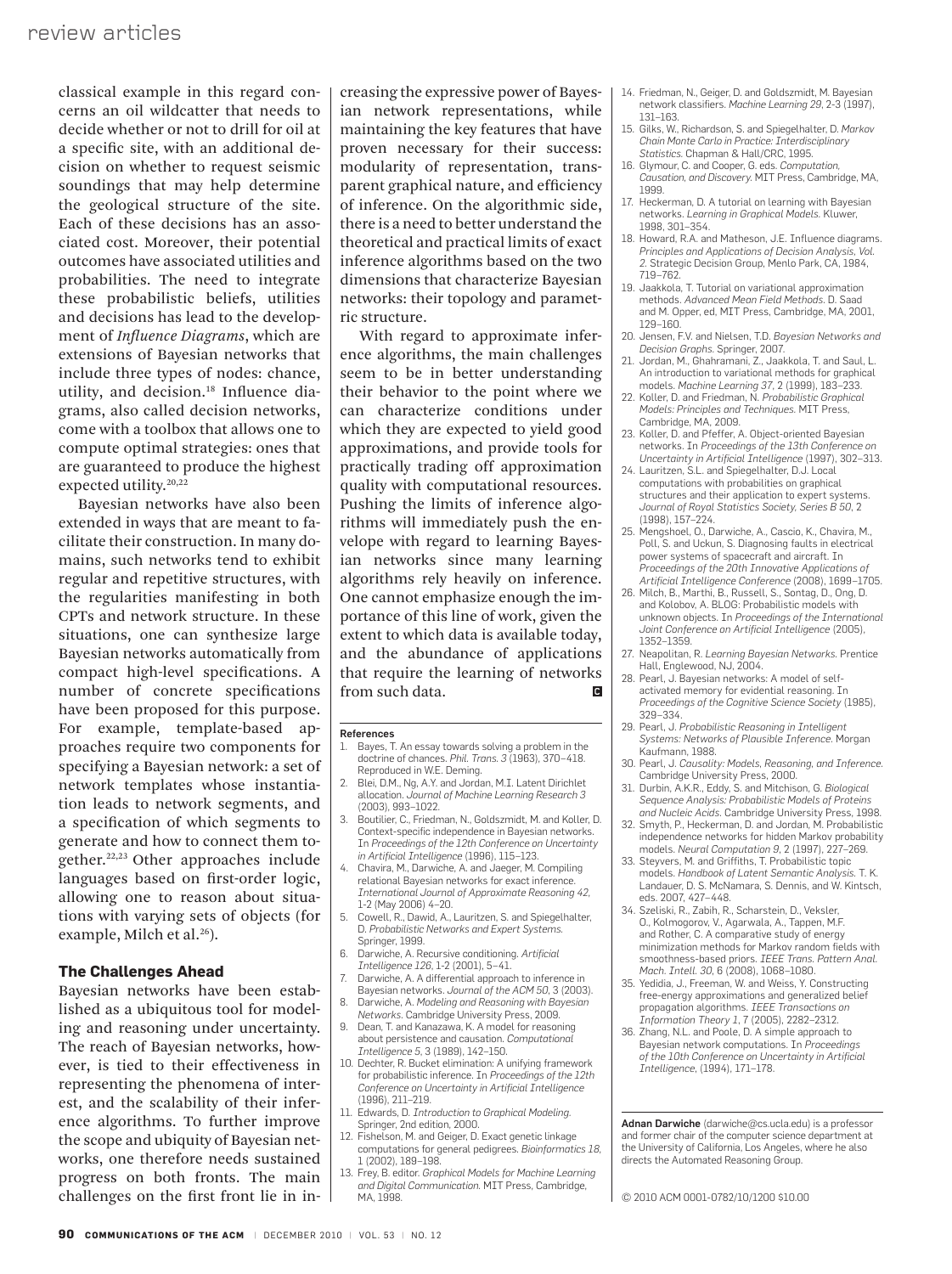classical example in this regard concerns an oil wildcatter that needs to decide whether or not to drill for oil at a specific site, with an additional decision on whether to request seismic soundings that may help determine the geological structure of the site. Each of these decisions has an associated cost. Moreover, their potential outcomes have associated utilities and probabilities. The need to integrate these probabilistic beliefs, utilities and decisions has lead to the development of *Influence Diagrams*, which are extensions of Bayesian networks that include three types of nodes: chance, utility, and decision.[18] Influence diagrams, also called decision networks, come with a toolbox that allows one to compute optimal strategies: ones that are guaranteed to produce the highest expected utility.[20,22]

Bayesian networks have also been extended in ways that are meant to facilitate their construction. In many domains, such networks tend to exhibit regular and repetitive structures, with the regularities manifesting in both CPTs and network structure. In these situations, one can synthesize large Bayesian networks automatically from compact high-level specifications. A number of concrete specifications have been proposed for this purpose. For example, template-based approaches require two components for specifying a Bayesian network: a set of network templates whose instantiation leads to network segments, and a specification of which segments to generate and how to connect them together.[22,23] Other approaches include languages based on first-order logic, allowing one to reason about situations with varying sets of objects (for example, Milch et al.[26]).

## The Challenges Ahead

Bayesian networks have been established as a ubiquitous tool for modeling and reasoning under uncertainty. The reach of Bayesian networks, however, is tied to their effectiveness in representing the phenomena of interest, and the scalability of their inference algorithms. To further improve the scope and ubiquity of Bayesian networks, one therefore needs sustained progress on both fronts. The main challenges on the first front lie in increasing the expressive power of Bayesian network representations, while maintaining the key features that have proven necessary for their success: modularity of representation, transparent graphical nature, and efficiency of inference. On the algorithmic side, there is a need to better understand the theoretical and practical limits of exact inference algorithms based on the two dimensions that characterize Bayesian networks: their topology and parametric structure.

With regard to approximate inference algorithms, the main challenges seem to be in better understanding their behavior to the point where we can characterize conditions under which they are expected to yield good approximations, and provide tools for practically trading off approximation quality with computational resources. Pushing the limits of inference algorithms will immediately push the envelope with regard to learning Bayesian networks since many learning algorithms rely heavily on inference. One cannot emphasize enough the importance of this line of work, given the extent to which data is available today, and the abundance of applications that require the learning of networks from such data.

### References

1. Bayes, T. An essay towards solving a problem in the doctrine of chances. *Phil. Trans. 3* (1963), 370–418. Reproduced in W.E. Deming.
2. Blei, D.M., Ng, A.Y. and Jordan, M.I. Latent Dirichlet allocation. *Journal of Machine Learning Research 3* (2003), 993–1022.
3. Boutilier, C., Friedman, N., Goldszmidt, M. and Koller, D. Context-specific independence in Bayesian networks. In *Proceedings of the 12th Conference on Uncertainty in Artificial Intelligence* (1996), 115–123.
4. Chavira, M., Darwiche, A. and Jaeger, M. Compiling relational Bayesian networks for exact inference. *International Journal of Approximate Reasoning 42*, 1-2 (May 2006) 4–20.
5. Cowell, R., Dawid, A., Lauritzen, S. and Spiegelhalter, D. *Probabilistic Networks and Expert Systems.* Springer, 1999.
6. Darwiche, A. Recursive conditioning. *Artificial Intelligence 126*, 1-2 (2001), 5–41.
7. Darwiche, A. A differential approach to inference in Bayesian networks. *Journal of the ACM 50*, 3 (2003).
8. Darwiche, A. *Modeling and Reasoning with Bayesian Networks.* Cambridge University Press, 2009.
9. Dean, T. and Kanazawa, K. A model for reasoning about persistence and causation. *Computational Intelligence 5*, 3 (1989), 142–150.
10. Dechter, R. Bucket elimination: A unifying framework for probabilistic inference. In *Proceedings of the 12th Conference on Uncertainty in Artificial Intelligence* (1996), 211–219.
11. Edwards, D. *Introduction to Graphical Modeling.* Springer, 2nd edition, 2000.
12. Fishelson, M. and Geiger, D. Exact genetic linkage computations for general pedigrees. *Bioinformatics 18*, 1 (2002), 189–198.
13. Frey, B. editor. *Graphical Models for Machine Learning and Digital Communication.* MIT Press, Cambridge, MA, 1998.
14. Friedman, N., Geiger, D. and Goldszmidt, M. Bayesian network classifiers. *Machine Learning 29*, 2-3 (1997), 131–163.
15. Gilks, W., Richardson, S. and Spiegelhalter, D. *Markov Chain Monte Carlo in Practice: Interdisciplinary Statistics.* Chapman & Hall/CRC, 1995.
16. Glymour, C. and Cooper, G. eds. *Computation, Causation, and Discovery.* MIT Press, Cambridge, MA, 1999.
17. Heckerman, D. A tutorial on learning with Bayesian networks. *Learning in Graphical Models.* Kluwer, 1998, 301–354.
18. Howard, R.A. and Matheson, J.E. Influence diagrams. *Principles and Applications of Decision Analysis, Vol. 2.* Strategic Decision Group, Menlo Park, CA, 1984, 719–762.
19. Jaakkola, T. Tutorial on variational approximation methods. *Advanced Mean Field Methods.* D. Saad and M. Opper, ed, MIT Press, Cambridge, MA, 2001, 129–160.
20. Jensen, F.V. and Nielsen, T.D. *Bayesian Networks and Decision Graphs.* Springer, 2007.
21. Jordan, M., Ghahramani, Z., Jaakkola, T. and Saul, L. An introduction to variational methods for graphical models. *Machine Learning 37*, 2 (1999), 183–233.
22. Koller, D. and Friedman, N. *Probabilistic Graphical Models: Principles and Techniques.* MIT Press, Cambridge, MA, 2009.
23. Koller, D. and Pfeffer, A. Object-oriented Bayesian networks. In *Proceedings of the 13th Conference on Uncertainty in Artificial Intelligence* (1997), 302–313.
24. Lauritzen, S.L. and Spiegelhalter, D.J. Local computations with probabilities on graphical structures and their application to expert systems. *Journal of Royal Statistics Society, Series B 50*, 2 (1998), 157–224.
25. Mengshoel, O., Darwiche, A., Cascio, K., Chavira, M., Poll, S. and Uckun, S. Diagnosing faults in electrical power systems of spacecraft and aircraft. In *Proceedings of the 20th Innovative Applications of Artificial Intelligence Conference* (2008), 1699–1705.
26. Milch, B., Marthi, B., Russell, S., Sontag, D., Ong, D. and Kolobov, A. BLOG: Probabilistic models with unknown objects. In *Proceedings of the International Joint Conference on Artificial Intelligence* (2005), 1352–1359.
27. Neapolitan, R. *Learning Bayesian Networks.* Prentice Hall, Englewood, NJ, 2004.
28. Pearl, J. Bayesian networks: A model of self-activated memory for evidential reasoning. In *Proceedings of the Cognitive Science Society* (1985), 329–334.
29. Pearl, J. *Probabilistic Reasoning in Intelligent Systems: Networks of Plausible Inference.* Morgan Kaufmann, 1988.
30. Pearl, J. *Causality: Models, Reasoning, and Inference.* Cambridge University Press, 2000.
31. Durbin, A.K.R., Eddy, S. and Mitchison, G. *Biological Sequence Analysis: Probabilistic Models of Proteins and Nucleic Acids.* Cambridge University Press, 1998.
32. Smyth, P., Heckerman, D. and Jordan, M. Probabilistic independence networks for hidden Markov probability models. *Neural Computation 9*, 2 (1997), 227–269.
33. Steyvers, M. and Griffiths, T. Probabilistic topic models. *Handbook of Latent Semantic Analysis.* T. K. Landauer, D. S. McNamara, S. Dennis, and W. Kintsch, eds. 2007, 427–448.
34. Szeliski, R., Zabih, R., Scharstein, D., Veksler, O., Kolmogorov, V., Agarwala, A., Tappen, M.F. and Rother, C. A comparative study of energy minimization methods for Markov random fields with smoothness-based priors. *IEEE Trans. Pattern Anal. Mach. Intell. 30*, 6 (2008), 1068–1080.
35. Yedidia, J., Freeman, W. and Weiss, Y. Constructing free-energy approximations and generalized belief propagation algorithms. *IEEE Transactions on Information Theory 1*, 7 (2005), 2282–2312.
36. Zhang, N.L. and Poole, D. A simple approach to Bayesian network computations. In *Proceedings of the 10th Conference on Uncertainty in Artificial Intelligence*, (1994), 171–178.

**Adnan Darwiche** (darwiche@cs.ucla.edu) is a professor and former chair of the computer science department at the University of California, Los Angeles, where he also directs the Automated Reasoning Group.

© 2010 ACM 0001-0782/10/1200 $10.00